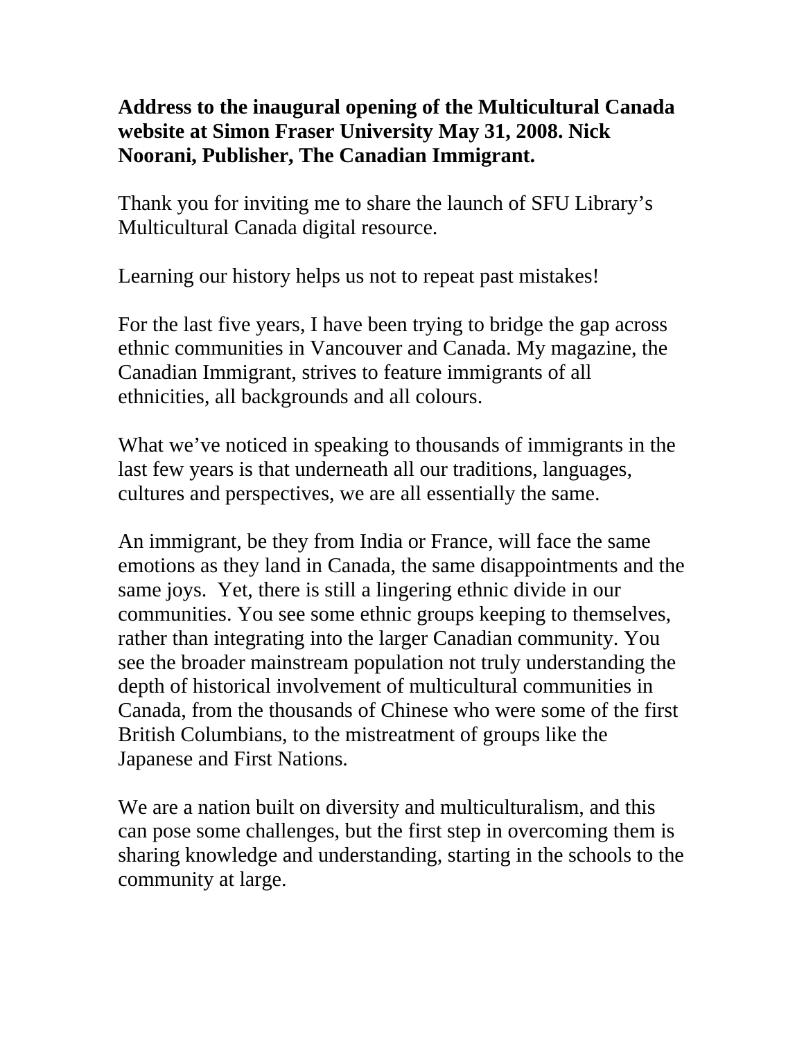**Address to the inaugural opening of the Multicultural Canada website at Simon Fraser University May 31, 2008. Nick Noorani, Publisher, The Canadian Immigrant.**

Thank you for inviting me to share the launch of SFU Library's Multicultural Canada digital resource.

Learning our history helps us not to repeat past mistakes!

For the last five years, I have been trying to bridge the gap across ethnic communities in Vancouver and Canada. My magazine, the Canadian Immigrant, strives to feature immigrants of all ethnicities, all backgrounds and all colours.

What we've noticed in speaking to thousands of immigrants in the last few years is that underneath all our traditions, languages, cultures and perspectives, we are all essentially the same.

An immigrant, be they from India or France, will face the same emotions as they land in Canada, the same disappointments and the same joys. Yet, there is still a lingering ethnic divide in our communities. You see some ethnic groups keeping to themselves, rather than integrating into the larger Canadian community. You see the broader mainstream population not truly understanding the depth of historical involvement of multicultural communities in Canada, from the thousands of Chinese who were some of the first British Columbians, to the mistreatment of groups like the Japanese and First Nations.

We are a nation built on diversity and multiculturalism, and this can pose some challenges, but the first step in overcoming them is sharing knowledge and understanding, starting in the schools to the community at large.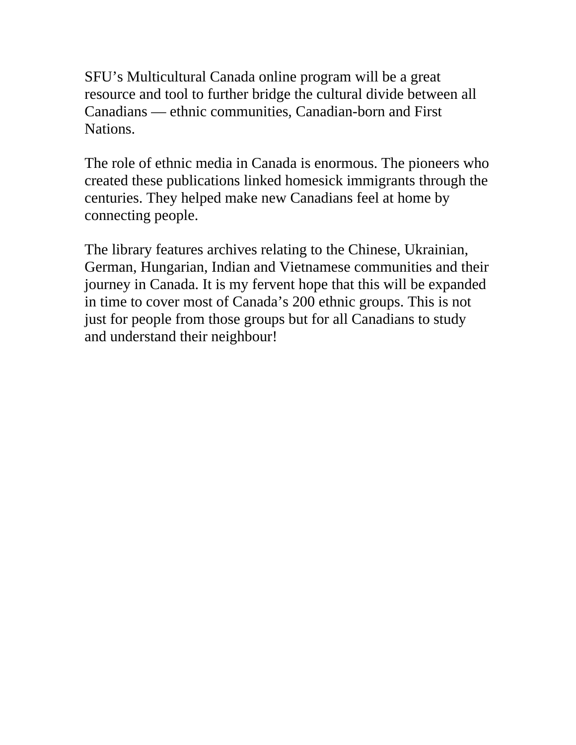SFU’s Multicultural Canada online program will be a great resource and tool to further bridge the cultural divide between all Canadians — ethnic communities, Canadian-born and First Nations.

The role of ethnic media in Canada is enormous. The pioneers who created these publications linked homesick immigrants through the centuries. They helped make new Canadians feel at home by connecting people.

The library features archives relating to the Chinese, Ukrainian, German, Hungarian, Indian and Vietnamese communities and their journey in Canada. It is my fervent hope that this will be expanded in time to cover most of Canada’s 200 ethnic groups. This is not just for people from those groups but for all Canadians to study and understand their neighbour!